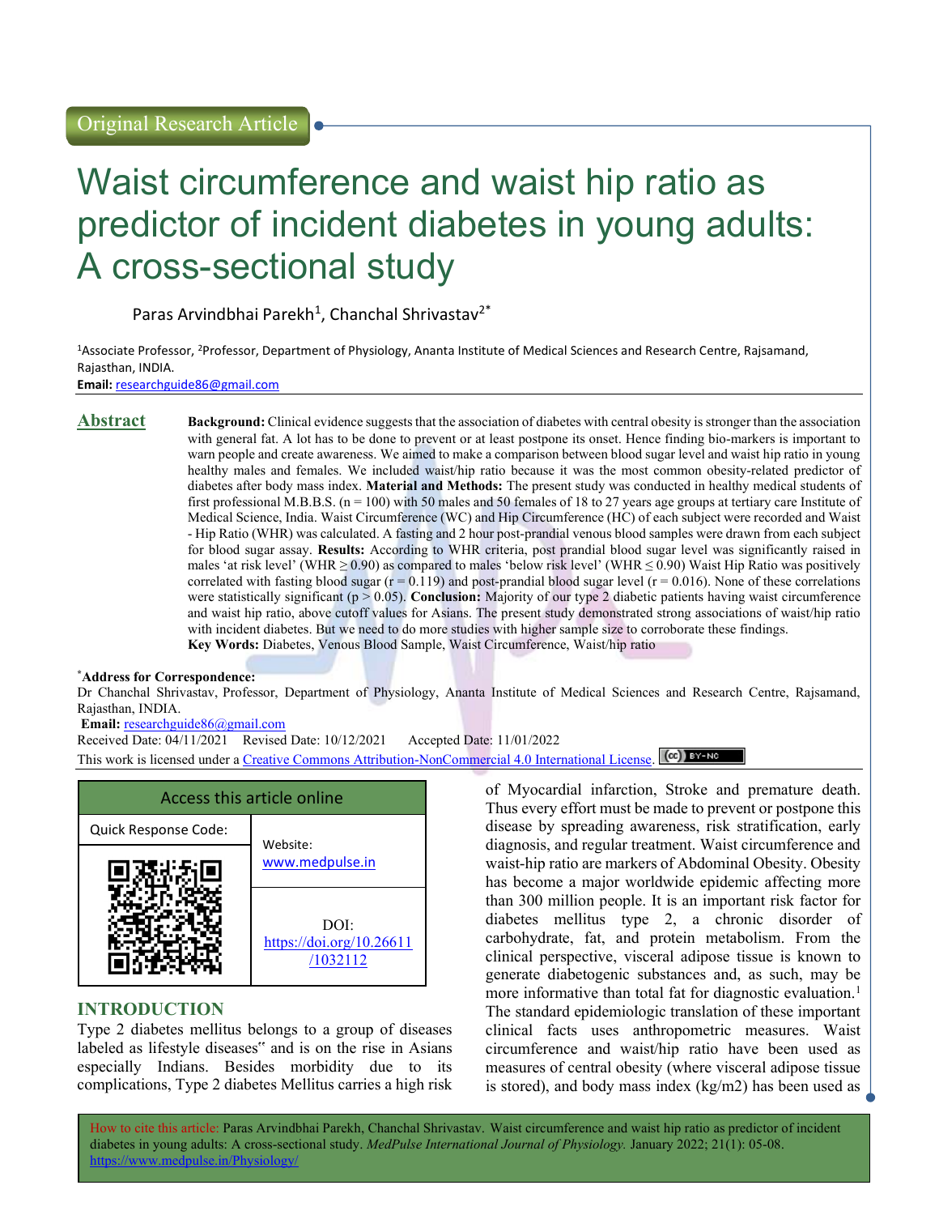Original Research Article

# Waist circumference and waist hip ratio as predictor of incident diabetes in young adults: A cross-sectional study

Paras Arvindbhai Parekh[1], Chanchal Shrivastav[2*]

[1]Associate Professor, [2]Professor, Department of Physiology, Ananta Institute of Medical Sciences and Research Centre, Rajsamand, Rajasthan, INDIA.

**Email:** researchguide86@gmail.com

## Abstract

**Background:** Clinical evidence suggests that the association of diabetes with central obesity is stronger than the association with general fat. A lot has to be done to prevent or at least postpone its onset. Hence finding bio-markers is important to warn people and create awareness. We aimed to make a comparison between blood sugar level and waist hip ratio in young healthy males and females. We included waist/hip ratio because it was the most common obesity-related predictor of diabetes after body mass index. **Material and Methods:** The present study was conducted in healthy medical students of first professional M.B.B.S. (n = 100) with 50 males and 50 females of 18 to 27 years age groups at tertiary care Institute of Medical Science, India. Waist Circumference (WC) and Hip Circumference (HC) of each subject were recorded and Waist - Hip Ratio (WHR) was calculated. A fasting and 2 hour post-prandial venous blood samples were drawn from each subject for blood sugar assay. **Results:** According to WHR criteria, post prandial blood sugar level was significantly raised in males 'at risk level' (WHR ≥ 0.90) as compared to males 'below risk level' (WHR ≤ 0.90) Waist Hip Ratio was positively correlated with fasting blood sugar (r = 0.119) and post-prandial blood sugar level (r = 0.016). None of these correlations were statistically significant (p > 0.05). **Conclusion:** Majority of our type 2 diabetic patients having waist circumference and waist hip ratio, above cutoff values for Asians. The present study demonstrated strong associations of waist/hip ratio with incident diabetes. But we need to do more studies with higher sample size to corroborate these findings.

**Key Words:** Diabetes, Venous Blood Sample, Waist Circumference, Waist/hip ratio

*Address for Correspondence:
Dr Chanchal Shrivastav, Professor, Department of Physiology, Ananta Institute of Medical Sciences and Research Centre, Rajsamand, Rajasthan, INDIA.

**Email:** researchguide86@gmail.com

Received Date: 04/11/2021 Revised Date: 10/12/2021 Accepted Date: 11/01/2022

This work is licensed under a Creative Commons Attribution-NonCommercial 4.0 International License.

| Access this article online | |
|---|---|
| Quick Response Code: | Website: www.medpulse.in |
| | DOI: https://doi.org/10.26611/1032112 |

## INTRODUCTION

Type 2 diabetes mellitus belongs to a group of diseases labeled as lifestyle diseases" and is on the rise in Asians especially Indians. Besides morbidity due to its complications, Type 2 diabetes Mellitus carries a high risk of Myocardial infarction, Stroke and premature death. Thus every effort must be made to prevent or postpone this disease by spreading awareness, risk stratification, early diagnosis, and regular treatment. Waist circumference and waist-hip ratio are markers of Abdominal Obesity. Obesity has become a major worldwide epidemic affecting more than 300 million people. It is an important risk factor for diabetes mellitus type 2, a chronic disorder of carbohydrate, fat, and protein metabolism. From the clinical perspective, visceral adipose tissue is known to generate diabetogenic substances and, as such, may be more informative than total fat for diagnostic evaluation.[1] The standard epidemiologic translation of these important clinical facts uses anthropometric measures. Waist circumference and waist/hip ratio have been used as measures of central obesity (where visceral adipose tissue is stored), and body mass index (kg/m2) has been used as

How to cite this article: Paras Arvindbhai Parekh, Chanchal Shrivastav. Waist circumference and waist hip ratio as predictor of incident diabetes in young adults: A cross-sectional study. *MedPulse International Journal of Physiology.* January 2022; 21(1): 05-08. https://www.medpulse.in/Physiology/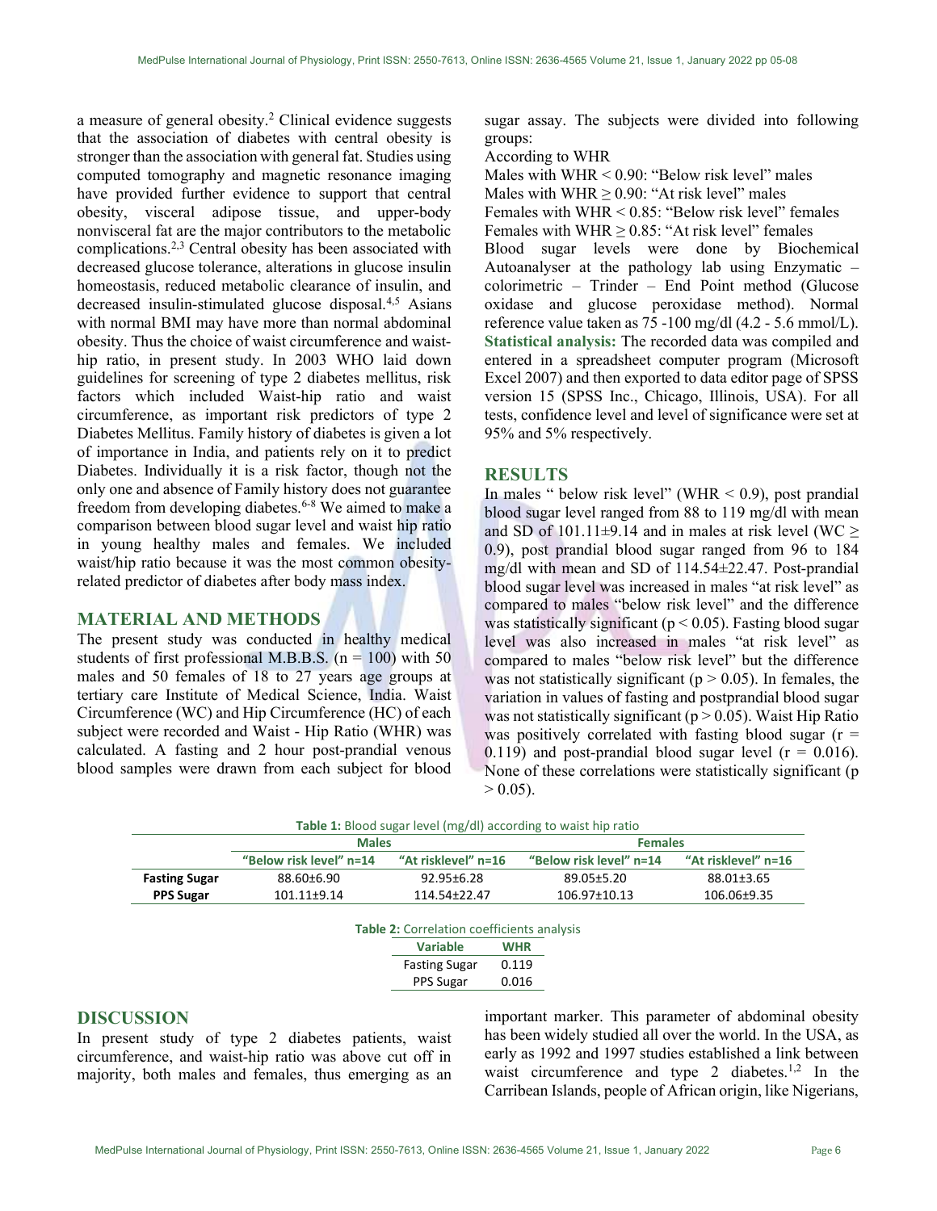a measure of general obesity.[2] Clinical evidence suggests that the association of diabetes with central obesity is stronger than the association with general fat. Studies using computed tomography and magnetic resonance imaging have provided further evidence to support that central obesity, visceral adipose tissue, and upper-body nonvisceral fat are the major contributors to the metabolic complications.[2,3] Central obesity has been associated with decreased glucose tolerance, alterations in glucose insulin homeostasis, reduced metabolic clearance of insulin, and decreased insulin-stimulated glucose disposal.[4,5] Asians with normal BMI may have more than normal abdominal obesity. Thus the choice of waist circumference and waist-hip ratio, in present study. In 2003 WHO laid down guidelines for screening of type 2 diabetes mellitus, risk factors which included Waist-hip ratio and waist circumference, as important risk predictors of type 2 Diabetes Mellitus. Family history of diabetes is given a lot of importance in India, and patients rely on it to predict Diabetes. Individually it is a risk factor, though not the only one and absence of Family history does not guarantee freedom from developing diabetes.[6-8] We aimed to make a comparison between blood sugar level and waist hip ratio in young healthy males and females. We included waist/hip ratio because it was the most common obesity-related predictor of diabetes after body mass index.

## MATERIAL AND METHODS

The present study was conducted in healthy medical students of first professional M.B.B.S. ($n = 100$) with 50 males and 50 females of 18 to 27 years age groups at tertiary care Institute of Medical Science, India. Waist Circumference (WC) and Hip Circumference (HC) of each subject were recorded and Waist - Hip Ratio (WHR) was calculated. A fasting and 2 hour post-prandial venous blood samples were drawn from each subject for blood sugar assay. The subjects were divided into following groups:

According to WHR

Males with WHR < 0.90: "Below risk level" males

Males with WHR ≥ 0.90: "At risk level" males

Females with WHR < 0.85: "Below risk level" females

Females with WHR ≥ 0.85: "At risk level" females

Blood sugar levels were done by Biochemical Autoanalyser at the pathology lab using Enzymatic – colorimetric – Trinder – End Point method (Glucose oxidase and glucose peroxidase method). Normal reference value taken as 75 -100 mg/dl (4.2 - 5.6 mmol/L).

**Statistical analysis:** The recorded data was compiled and entered in a spreadsheet computer program (Microsoft Excel 2007) and then exported to data editor page of SPSS version 15 (SPSS Inc., Chicago, Illinois, USA). For all tests, confidence level and level of significance were set at 95% and 5% respectively.

## RESULTS

In males " below risk level" (WHR < 0.9), post prandial blood sugar level ranged from 88 to 119 mg/dl with mean and SD of 101.11±9.14 and in males at risk level (WC ≥ 0.9), post prandial blood sugar ranged from 96 to 184 mg/dl with mean and SD of 114.54±22.47. Post-prandial blood sugar level was increased in males "at risk level" as compared to males "below risk level" and the difference was statistically significant ($p < 0.05$). Fasting blood sugar level was also increased in males "at risk level" as compared to males "below risk level" but the difference was not statistically significant ($p > 0.05$). In females, the variation in values of fasting and postprandial blood sugar was not statistically significant ($p > 0.05$). Waist Hip Ratio was positively correlated with fasting blood sugar ($r = 0.119$) and post-prandial blood sugar level ($r = 0.016$). None of these correlations were statistically significant ($p > 0.05$).

**Table 1:** Blood sugar level (mg/dl) according to waist hip ratio

| | Males | | Females | |
|---|---|---|---|---|
| | "Below risk level" n=14 | "At risklevel" n=16 | "Below risk level" n=14 | "At risklevel" n=16 |
| **Fasting Sugar** | 88.60±6.90 | 92.95±6.28 | 89.05±5.20 | 88.01±3.65 |
| **PPS Sugar** | 101.11±9.14 | 114.54±22.47 | 106.97±10.13 | 106.06±9.35 |

**Table 2:** Correlation coefficients analysis

| Variable | WHR |
|---|---|
| Fasting Sugar | 0.119 |
| PPS Sugar | 0.016 |

## DISCUSSION

In present study of type 2 diabetes patients, waist circumference, and waist-hip ratio was above cut off in majority, both males and females, thus emerging as an important marker. This parameter of abdominal obesity has been widely studied all over the world. In the USA, as early as 1992 and 1997 studies established a link between waist circumference and type 2 diabetes.[1,2] In the Carribean Islands, people of African origin, like Nigerians,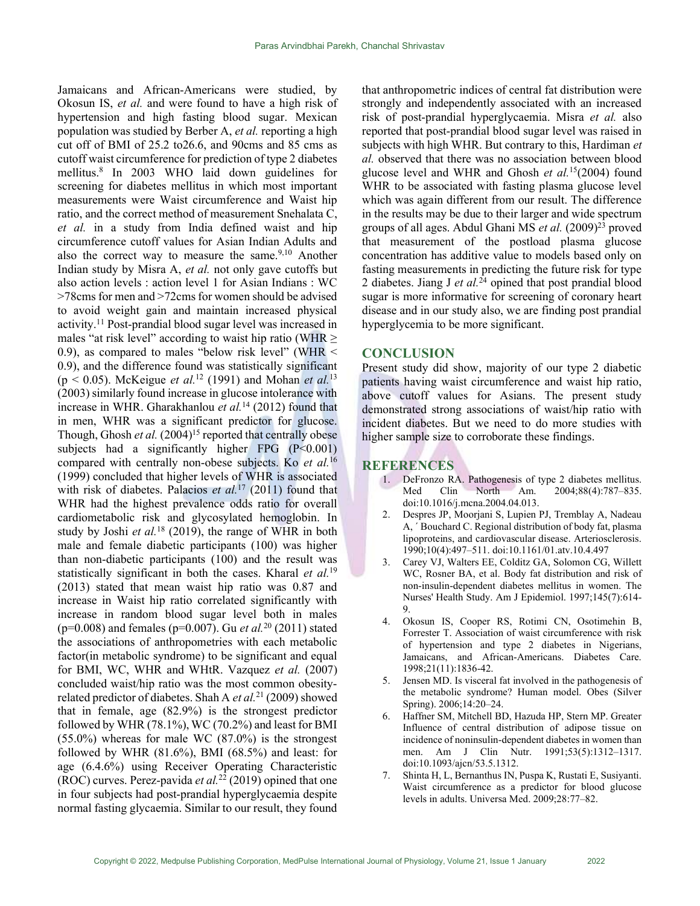Jamaicans and African-Americans were studied, by Okosun IS, *et al.* and were found to have a high risk of hypertension and high fasting blood sugar. Mexican population was studied by Berber A, *et al.* reporting a high cut off of BMI of 25.2 to26.6, and 90cms and 85 cms as cutoff waist circumference for prediction of type 2 diabetes mellitus.[8] In 2003 WHO laid down guidelines for screening for diabetes mellitus in which most important measurements were Waist circumference and Waist hip ratio, and the correct method of measurement Snehalata C, *et al.* in a study from India defined waist and hip circumference cutoff values for Asian Indian Adults and also the correct way to measure the same.[9,10] Another Indian study by Misra A, *et al.* not only gave cutoffs but also action levels : action level 1 for Asian Indians : WC >78cms for men and >72cms for women should be advised to avoid weight gain and maintain increased physical activity.[11] Post-prandial blood sugar level was increased in males "at risk level" according to waist hip ratio (WHR ≥ 0.9), as compared to males "below risk level" (WHR < 0.9), and the difference found was statistically significant ($p < 0.05$). McKeigue *et al.*[12] (1991) and Mohan *et al.*[13] (2003) similarly found increase in glucose intolerance with increase in WHR. Gharakhanlou *et al.*[14] (2012) found that in men, WHR was a significant predictor for glucose. Though, Ghosh *et al.* (2004)[15] reported that centrally obese subjects had a significantly higher FPG ($P<0.001$) compared with centrally non-obese subjects. Ko *et al.*[16] (1999) concluded that higher levels of WHR is associated with risk of diabetes. Palacios *et al.*[17] (2011) found that WHR had the highest prevalence odds ratio for overall cardiometabolic risk and glycosylated hemoglobin. In study by Joshi *et al.*[18] (2019), the range of WHR in both male and female diabetic participants (100) was higher than non-diabetic participants (100) and the result was statistically significant in both the cases. Kharal *et al.*[19] (2013) stated that mean waist hip ratio was 0.87 and increase in Waist hip ratio correlated significantly with increase in random blood sugar level both in males ($p=0.008$) and females ($p=0.007$). Gu *et al.*[20] (2011) stated the associations of anthropometries with each metabolic factor(in metabolic syndrome) to be significant and equal for BMI, WC, WHR and WHtR. Vazquez *et al.* (2007) concluded waist/hip ratio was the most common obesity-related predictor of diabetes. Shah A *et al.*[21] (2009) showed that in female, age (82.9%) is the strongest predictor followed by WHR (78.1%), WC (70.2%) and least for BMI (55.0%) whereas for male WC (87.0%) is the strongest followed by WHR (81.6%), BMI (68.5%) and least: for age (6.4.6%) using Receiver Operating Characteristic (ROC) curves. Perez-pavida *et al.*[22] (2019) opined that one in four subjects had post-prandial hyperglycaemia despite normal fasting glycaemia. Similar to our result, they found that anthropometric indices of central fat distribution were strongly and independently associated with an increased risk of post-prandial hyperglycaemia. Misra *et al.* also reported that post-prandial blood sugar level was raised in subjects with high WHR. But contrary to this, Hardiman *et al.* observed that there was no association between blood glucose level and WHR and Ghosh *et al.*[15](2004) found WHR to be associated with fasting plasma glucose level which was again different from our result. The difference in the results may be due to their larger and wide spectrum groups of all ages. Abdul Ghani MS *et al.* (2009)[23] proved that measurement of the postload plasma glucose concentration has additive value to models based only on fasting measurements in predicting the future risk for type 2 diabetes. Jiang J *et al.*[24] opined that post prandial blood sugar is more informative for screening of coronary heart disease and in our study also, we are finding post prandial hyperglycemia to be more significant.

## CONCLUSION

Present study did show, majority of our type 2 diabetic patients having waist circumference and waist hip ratio, above cutoff values for Asians. The present study demonstrated strong associations of waist/hip ratio with incident diabetes. But we need to do more studies with higher sample size to corroborate these findings.

## REFERENCES

1. DeFronzo RA. Pathogenesis of type 2 diabetes mellitus. Med Clin North Am. 2004;88(4):787–835. doi:10.1016/j.mcna.2004.04.013.
2. Despres JP, Moorjani S, Lupien PJ, Tremblay A, Nadeau A, ´ Bouchard C. Regional distribution of body fat, plasma lipoproteins, and cardiovascular disease. Arteriosclerosis. 1990;10(4):497–511. doi:10.1161/01.atv.10.4.497
3. Carey VJ, Walters EE, Colditz GA, Solomon CG, Willett WC, Rosner BA, et al. Body fat distribution and risk of non-insulin-dependent diabetes mellitus in women. The Nurses' Health Study. Am J Epidemiol. 1997;145(7):614-9.
4. Okosun IS, Cooper RS, Rotimi CN, Osotimehin B, Forrester T. Association of waist circumference with risk of hypertension and type 2 diabetes in Nigerians, Jamaicans, and African-Americans. Diabetes Care. 1998;21(11):1836-42.
5. Jensen MD. Is visceral fat involved in the pathogenesis of the metabolic syndrome? Human model. Obes (Silver Spring). 2006;14:20–24.
6. Haffner SM, Mitchell BD, Hazuda HP, Stern MP. Greater Influence of central distribution of adipose tissue on incidence of noninsulin-dependent diabetes in women than men. Am J Clin Nutr. 1991;53(5):1312–1317. doi:10.1093/ajcn/53.5.1312.
7. Shinta H, L, Bernanthus IN, Puspa K, Rustati E, Susiyanti. Waist circumference as a predictor for blood glucose levels in adults. Universa Med. 2009;28:77–82.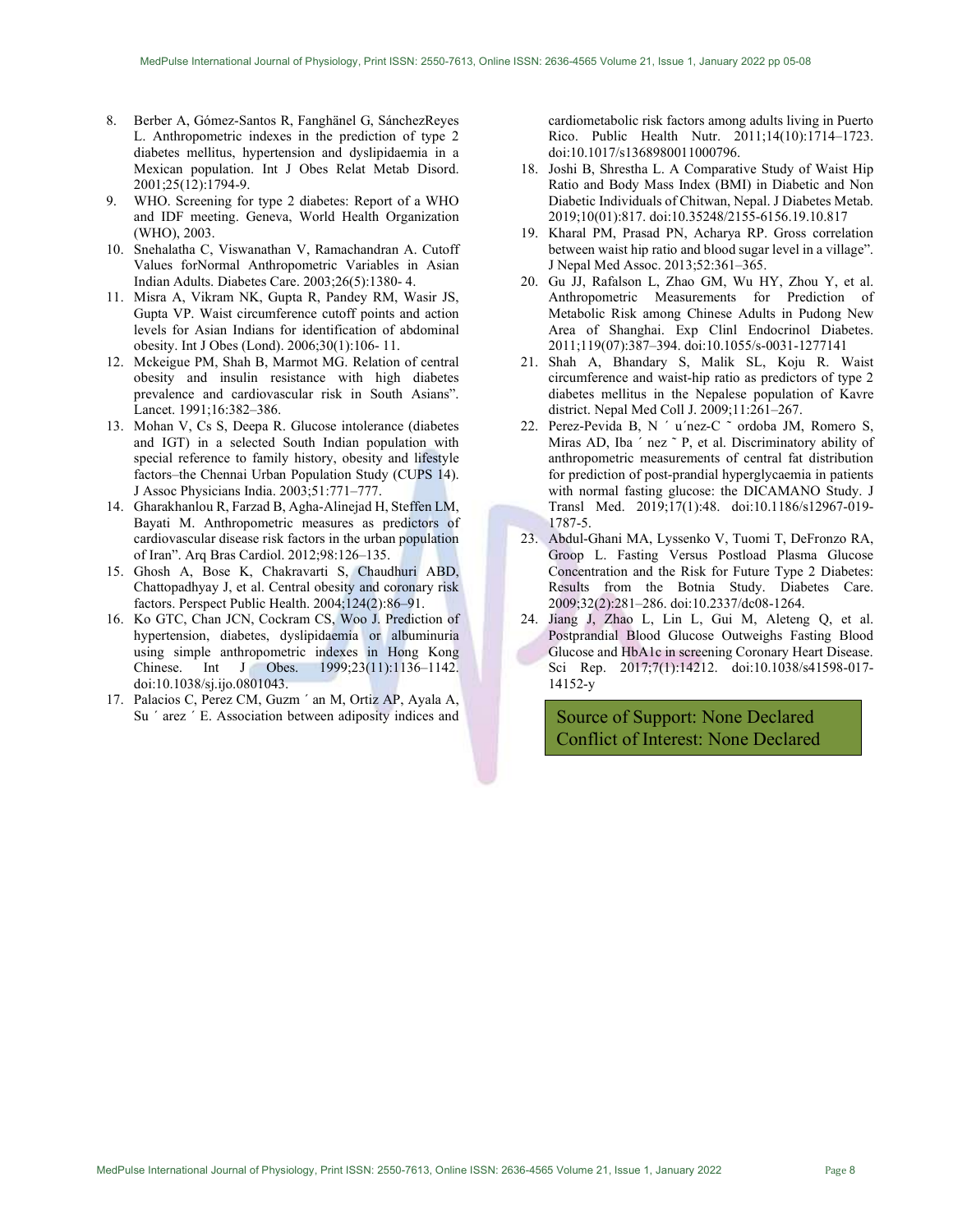8. Berber A, Gómez-Santos R, Fanghänel G, SánchezReyes L. Anthropometric indexes in the prediction of type 2 diabetes mellitus, hypertension and dyslipidaemia in a Mexican population. Int J Obes Relat Metab Disord. 2001;25(12):1794-9.
9. WHO. Screening for type 2 diabetes: Report of a WHO and IDF meeting. Geneva, World Health Organization (WHO), 2003.
10. Snehalatha C, Viswanathan V, Ramachandran A. Cutoff Values forNormal Anthropometric Variables in Asian Indian Adults. Diabetes Care. 2003;26(5):1380- 4.
11. Misra A, Vikram NK, Gupta R, Pandey RM, Wasir JS, Gupta VP. Waist circumference cutoff points and action levels for Asian Indians for identification of abdominal obesity. Int J Obes (Lond). 2006;30(1):106- 11.
12. Mckeigue PM, Shah B, Marmot MG. Relation of central obesity and insulin resistance with high diabetes prevalence and cardiovascular risk in South Asians". Lancet. 1991;16:382–386.
13. Mohan V, Cs S, Deepa R. Glucose intolerance (diabetes and IGT) in a selected South Indian population with special reference to family history, obesity and lifestyle factors–the Chennai Urban Population Study (CUPS 14). J Assoc Physicians India. 2003;51:771–777.
14. Gharakhanlou R, Farzad B, Agha-Alinejad H, Steffen LM, Bayati M. Anthropometric measures as predictors of cardiovascular disease risk factors in the urban population of Iran". Arq Bras Cardiol. 2012;98:126–135.
15. Ghosh A, Bose K, Chakravarti S, Chaudhuri ABD, Chattopadhyay J, et al. Central obesity and coronary risk factors. Perspect Public Health. 2004;124(2):86–91.
16. Ko GTC, Chan JCN, Cockram CS, Woo J. Prediction of hypertension, diabetes, dyslipidaemia or albuminuria using simple anthropometric indexes in Hong Kong Chinese. Int J Obes. 1999;23(11):1136–1142. doi:10.1038/sj.ijo.0801043.
17. Palacios C, Perez CM, Guzm ´ an M, Ortiz AP, Ayala A, Su ´ arez ´ E. Association between adiposity indices and cardiometabolic risk factors among adults living in Puerto Rico. Public Health Nutr. 2011;14(10):1714–1723. doi:10.1017/s1368980011000796.
18. Joshi B, Shrestha L. A Comparative Study of Waist Hip Ratio and Body Mass Index (BMI) in Diabetic and Non Diabetic Individuals of Chitwan, Nepal. J Diabetes Metab. 2019;10(01):817. doi:10.35248/2155-6156.19.10.817
19. Kharal PM, Prasad PN, Acharya RP. Gross correlation between waist hip ratio and blood sugar level in a village". J Nepal Med Assoc. 2013;52:361–365.
20. Gu JJ, Rafalson L, Zhao GM, Wu HY, Zhou Y, et al. Anthropometric Measurements for Prediction of Metabolic Risk among Chinese Adults in Pudong New Area of Shanghai. Exp Clinl Endocrinol Diabetes. 2011;119(07):387–394. doi:10.1055/s-0031-1277141
21. Shah A, Bhandary S, Malik SL, Koju R. Waist circumference and waist-hip ratio as predictors of type 2 diabetes mellitus in the Nepalese population of Kavre district. Nepal Med Coll J. 2009;11:261–267.
22. Perez-Pevida B, N ´ u´nez-C ˜ ordoba JM, Romero S, Miras AD, Iba ´ nez ˜ P, et al. Discriminatory ability of anthropometric measurements of central fat distribution for prediction of post-prandial hyperglycaemia in patients with normal fasting glucose: the DICAMANO Study. J Transl Med. 2019;17(1):48. doi:10.1186/s12967-019-1787-5.
23. Abdul-Ghani MA, Lyssenko V, Tuomi T, DeFronzo RA, Groop L. Fasting Versus Postload Plasma Glucose Concentration and the Risk for Future Type 2 Diabetes: Results from the Botnia Study. Diabetes Care. 2009;32(2):281–286. doi:10.2337/dc08-1264.
24. Jiang J, Zhao L, Lin L, Gui M, Aleteng Q, et al. Postprandial Blood Glucose Outweighs Fasting Blood Glucose and HbA1c in screening Coronary Heart Disease. Sci Rep. 2017;7(1):14212. doi:10.1038/s41598-017-14152-y

Source of Support: None Declared
Conflict of Interest: None Declared